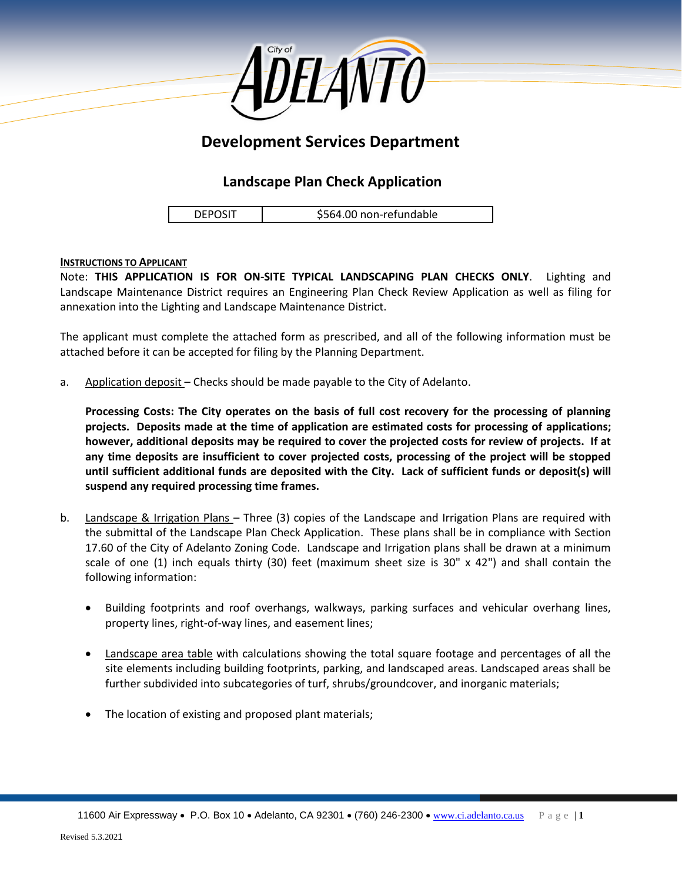City of ADELANTO

# Development Services Department

## Landscape Plan Check Application

| DEPOSIT | $564.00 non-refundable |
|---|---|

**<u>INSTRUCTIONS TO APPLICANT</u>**

Note: **THIS APPLICATION IS FOR ON-SITE TYPICAL LANDSCAPING PLAN CHECKS ONLY**. Lighting and Landscape Maintenance District requires an Engineering Plan Check Review Application as well as filing for annexation into the Lighting and Landscape Maintenance District.

The applicant must complete the attached form as prescribed, and all of the following information must be attached before it can be accepted for filing by the Planning Department.

a. <u>Application deposit</u> – Checks should be made payable to the City of Adelanto.

   **Processing Costs: The City operates on the basis of full cost recovery for the processing of planning projects. Deposits made at the time of application are estimated costs for processing of applications; however, additional deposits may be required to cover the projected costs for review of projects. If at any time deposits are insufficient to cover projected costs, processing of the project will be stopped until sufficient additional funds are deposited with the City. Lack of sufficient funds or deposit(s) will suspend any required processing time frames.**

b. <u>Landscape & Irrigation Plans</u> – Three (3) copies of the Landscape and Irrigation Plans are required with the submittal of the Landscape Plan Check Application. These plans shall be in compliance with Section 17.60 of the City of Adelanto Zoning Code. Landscape and Irrigation plans shall be drawn at a minimum scale of one (1) inch equals thirty (30) feet (maximum sheet size is 30" x 42") and shall contain the following information:

   - Building footprints and roof overhangs, walkways, parking surfaces and vehicular overhang lines, property lines, right-of-way lines, and easement lines;
   - <u>Landscape area table</u> with calculations showing the total square footage and percentages of all the site elements including building footprints, parking, and landscaped areas. Landscaped areas shall be further subdivided into subcategories of turf, shrubs/groundcover, and inorganic materials;
   - The location of existing and proposed plant materials;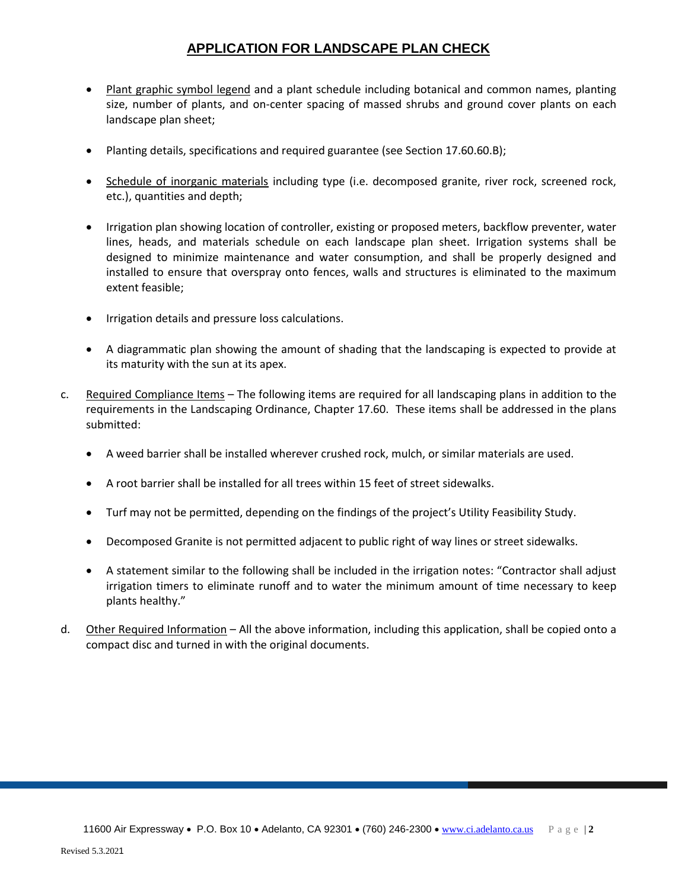## APPLICATION FOR LANDSCAPE PLAN CHECK

- Plant graphic symbol legend and a plant schedule including botanical and common names, planting size, number of plants, and on-center spacing of massed shrubs and ground cover plants on each landscape plan sheet;
- Planting details, specifications and required guarantee (see Section 17.60.60.B);
- Schedule of inorganic materials including type (i.e. decomposed granite, river rock, screened rock, etc.), quantities and depth;
- Irrigation plan showing location of controller, existing or proposed meters, backflow preventer, water lines, heads, and materials schedule on each landscape plan sheet. Irrigation systems shall be designed to minimize maintenance and water consumption, and shall be properly designed and installed to ensure that overspray onto fences, walls and structures is eliminated to the maximum extent feasible;
- Irrigation details and pressure loss calculations.
- A diagrammatic plan showing the amount of shading that the landscaping is expected to provide at its maturity with the sun at its apex.

c. Required Compliance Items – The following items are required for all landscaping plans in addition to the requirements in the Landscaping Ordinance, Chapter 17.60. These items shall be addressed in the plans submitted:

- A weed barrier shall be installed wherever crushed rock, mulch, or similar materials are used.
- A root barrier shall be installed for all trees within 15 feet of street sidewalks.
- Turf may not be permitted, depending on the findings of the project's Utility Feasibility Study.
- Decomposed Granite is not permitted adjacent to public right of way lines or street sidewalks.
- A statement similar to the following shall be included in the irrigation notes: "Contractor shall adjust irrigation timers to eliminate runoff and to water the minimum amount of time necessary to keep plants healthy."

d. Other Required Information – All the above information, including this application, shall be copied onto a compact disc and turned in with the original documents.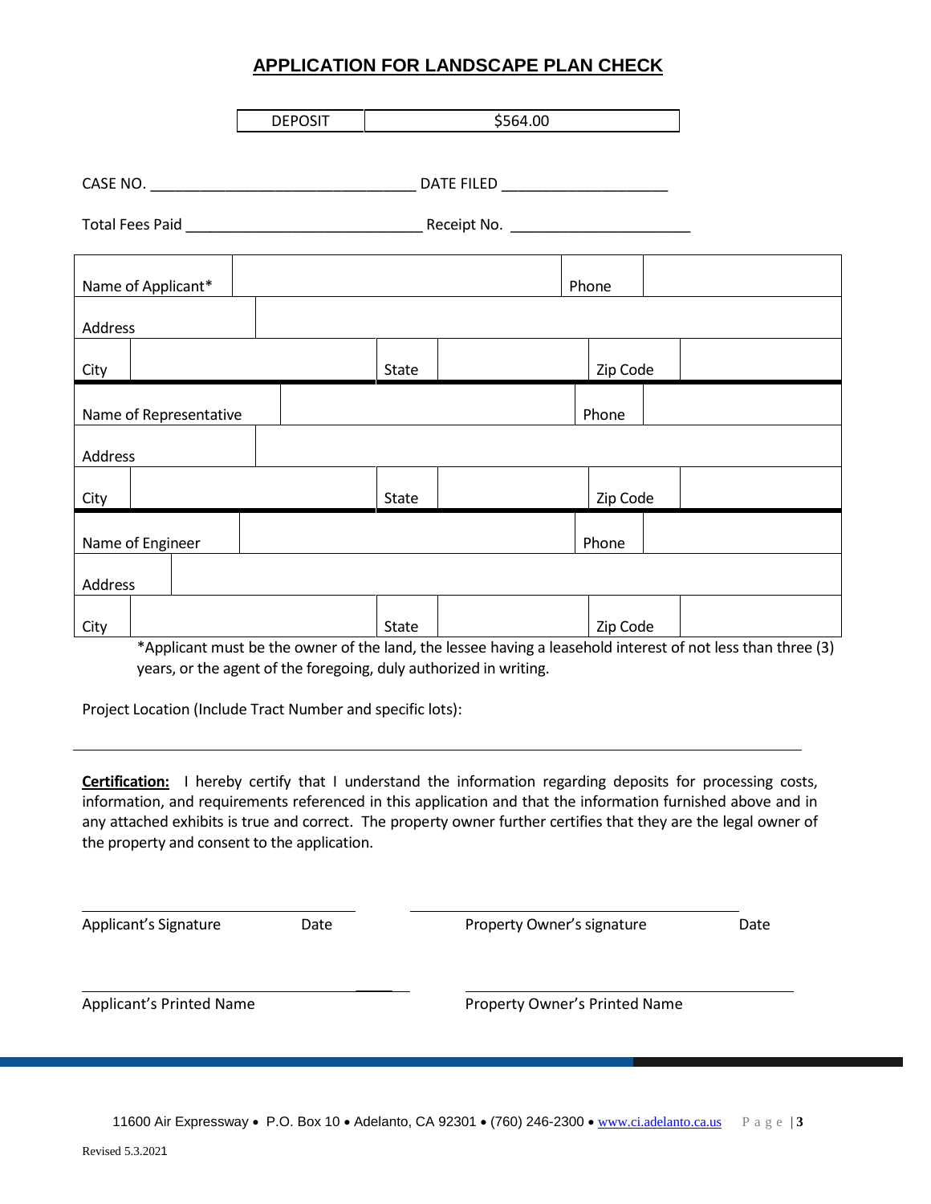# APPLICATION FOR LANDSCAPE PLAN CHECK

| DEPOSIT | $564.00 |
|---|---|

CASE NO. ______________________________ DATE FILED ___________________

Total Fees Paid ___________________________ Receipt No. ____________________

| Name of Applicant* | | Phone | |
|---|---|---|---|
| Address | | | |
| City | | State | | Zip Code | |
| Name of Representative | | Phone | |
| Address | | | |
| City | | State | | Zip Code | |
| Name of Engineer | | Phone | |
| Address | | | |
| City | | State | | Zip Code | |

*Applicant must be the owner of the land, the lessee having a leasehold interest of not less than three (3) years, or the agent of the foregoing, duly authorized in writing.

Project Location (Include Tract Number and specific lots):

_______________________________________________________________________________

**Certification:** I hereby certify that I understand the information regarding deposits for processing costs, information, and requirements referenced in this application and that the information furnished above and in any attached exhibits is true and correct. The property owner further certifies that they are the legal owner of the property and consent to the application.

_______________________________ _______________________________

Applicant's Signature Date Property Owner's signature Date

_______________________________ _______________________________

Applicant's Printed Name Property Owner's Printed Name

11600 Air Expressway • P.O. Box 10 • Adelanto, CA 92301 • (760) 246-2300 • www.ci.adelanto.ca.us

Revised 5.3.2021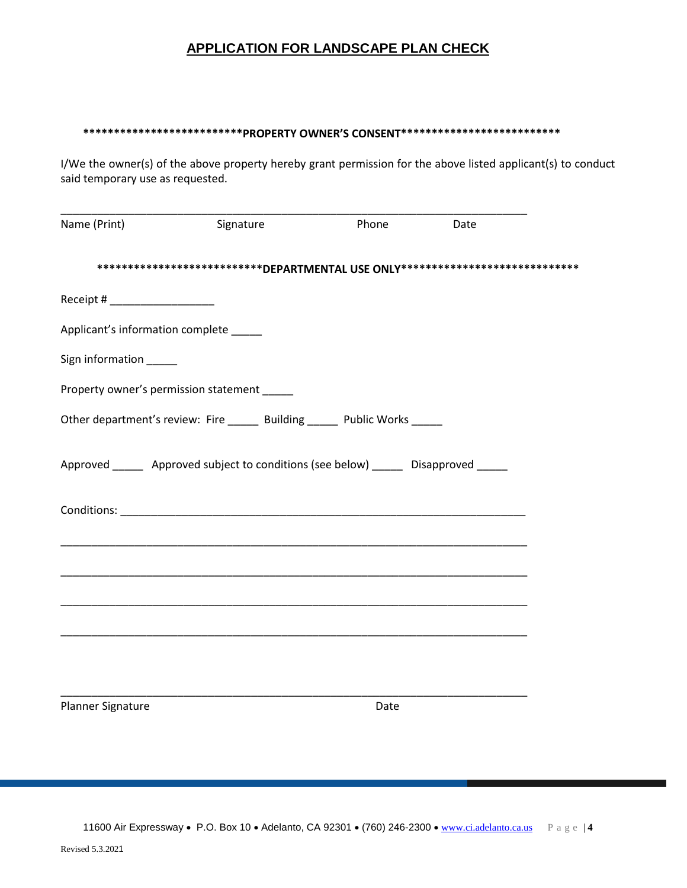# APPLICATION FOR LANDSCAPE PLAN CHECK

**\*\*\*\*\*\*\*\*\*\*\*\*\*\*\*\*\*\*\*\*\*\*\*\*\*PROPERTY OWNER'S CONSENT\*\*\*\*\*\*\*\*\*\*\*\*\*\*\*\*\*\*\*\*\*\*\*\*\***

I/We the owner(s) of the above property hereby grant permission for the above listed applicant(s) to conduct said temporary use as requested.

_______________________________________________________________________________

Name (Print)          Signature          Phone          Date

**\*\*\*\*\*\*\*\*\*\*\*\*\*\*\*\*\*\*\*\*\*\*\*\*\*\*DEPARTMENTAL USE ONLY\*\*\*\*\*\*\*\*\*\*\*\*\*\*\*\*\*\*\*\*\*\*\*\*\*\*\*\*\***

Receipt # _________________

Applicant's information complete _____

Sign information _____

Property owner's permission statement _____

Other department's review: Fire _____ Building _____ Public Works _____

Approved _____ Approved subject to conditions (see below) _____ Disapproved _____

Conditions: ____________________________________________________________________

_______________________________________________________________________________

_______________________________________________________________________________

_______________________________________________________________________________

_______________________________________________________________________________

_______________________________________________________________________________

Planner Signature          Date

11600 Air Expressway • P.O. Box 10 • Adelanto, CA 92301 • (760) 246-2300 • www.ci.adelanto.ca.us

Revised 5.3.2021